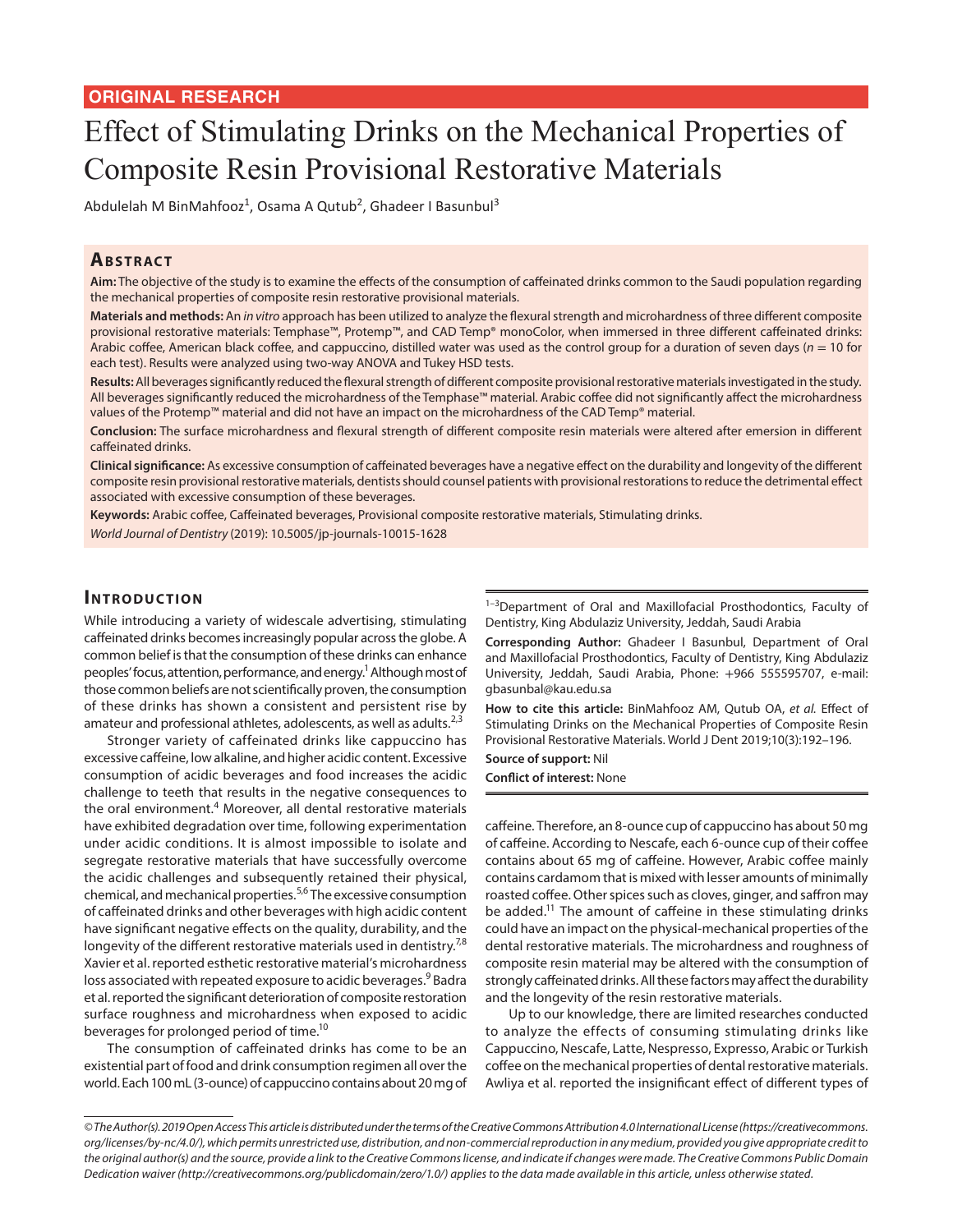ORIGINAL RESEARCH

# Effect of Stimulating Drinks on the Mechanical Properties of Composite Resin Provisional Restorative Materials

Abdulelah M BinMahfooz[1], Osama A Qutub[2], Ghadeer I Basunbul[3]

## Abstract

**Aim:** The objective of the study is to examine the effects of the consumption of caffeinated drinks common to the Saudi population regarding the mechanical properties of composite resin restorative provisional materials.

**Materials and methods:** An *in vitro* approach has been utilized to analyze the flexural strength and microhardness of three different composite provisional restorative materials: Temphase™, Protemp™, and CAD Temp® monoColor, when immersed in three different caffeinated drinks: Arabic coffee, American black coffee, and cappuccino, distilled water was used as the control group for a duration of seven days ($n = 10$ for each test). Results were analyzed using two-way ANOVA and Tukey HSD tests.

**Results:** All beverages significantly reduced the flexural strength of different composite provisional restorative materials investigated in the study. All beverages significantly reduced the microhardness of the Temphase™ material. Arabic coffee did not significantly affect the microhardness values of the Protemp™ material and did not have an impact on the microhardness of the CAD Temp® material.

**Conclusion:** The surface microhardness and flexural strength of different composite resin materials were altered after emersion in different caffeinated drinks.

**Clinical significance:** As excessive consumption of caffeinated beverages have a negative effect on the durability and longevity of the different composite resin provisional restorative materials, dentists should counsel patients with provisional restorations to reduce the detrimental effect associated with excessive consumption of these beverages.

**Keywords:** Arabic coffee, Caffeinated beverages, Provisional composite restorative materials, Stimulating drinks.

*World Journal of Dentistry* (2019): 10.5005/jp-journals-10015-1628

## Introduction

While introducing a variety of widescale advertising, stimulating caffeinated drinks becomes increasingly popular across the globe. A common belief is that the consumption of these drinks can enhance peoples' focus, attention, performance, and energy.[1] Although most of those common beliefs are not scientifically proven, the consumption of these drinks has shown a consistent and persistent rise by amateur and professional athletes, adolescents, as well as adults.[2,3]

Stronger variety of caffeinated drinks like cappuccino has excessive caffeine, low alkaline, and higher acidic content. Excessive consumption of acidic beverages and food increases the acidic challenge to teeth that results in the negative consequences to the oral environment.[4] Moreover, all dental restorative materials have exhibited degradation over time, following experimentation under acidic conditions. It is almost impossible to isolate and segregate restorative materials that have successfully overcome the acidic challenges and subsequently retained their physical, chemical, and mechanical properties.[5,6] The excessive consumption of caffeinated drinks and other beverages with high acidic content have significant negative effects on the quality, durability, and the longevity of the different restorative materials used in dentistry.[7,8] Xavier et al. reported esthetic restorative material's microhardness loss associated with repeated exposure to acidic beverages.[9] Badra et al. reported the significant deterioration of composite restoration surface roughness and microhardness when exposed to acidic beverages for prolonged period of time.[10]

The consumption of caffeinated drinks has come to be an existential part of food and drink consumption regimen all over the world. Each 100 mL (3-ounce) of cappuccino contains about 20 mg of caffeine. Therefore, an 8-ounce cup of cappuccino has about 50 mg of caffeine. According to Nescafe, each 6-ounce cup of their coffee contains about 65 mg of caffeine. However, Arabic coffee mainly contains cardamom that is mixed with lesser amounts of minimally roasted coffee. Other spices such as cloves, ginger, and saffron may be added.[11] The amount of caffeine in these stimulating drinks could have an impact on the physical-mechanical properties of the dental restorative materials. The microhardness and roughness of composite resin material may be altered with the consumption of strongly caffeinated drinks. All these factors may affect the durability and the longevity of the resin restorative materials.

Up to our knowledge, there are limited researches conducted to analyze the effects of consuming stimulating drinks like Cappuccino, Nescafe, Latte, Nespresso, Expresso, Arabic or Turkish coffee on the mechanical properties of dental restorative materials. Awliya et al. reported the insignificant effect of different types of

---

[1–3]Department of Oral and Maxillofacial Prosthodontics, Faculty of Dentistry, King Abdulaziz University, Jeddah, Saudi Arabia

**Corresponding Author:** Ghadeer I Basunbul, Department of Oral and Maxillofacial Prosthodontics, Faculty of Dentistry, King Abdulaziz University, Jeddah, Saudi Arabia, Phone: +966 555595707, e-mail: gbasunbal@kau.edu.sa

**How to cite this article:** BinMahfooz AM, Qutub OA, *et al.* Effect of Stimulating Drinks on the Mechanical Properties of Composite Resin Provisional Restorative Materials. World J Dent 2019;10(3):192–196.

**Source of support:** Nil

**Conflict of interest:** None

---

*© The Author(s). 2019 Open Access This article is distributed under the terms of the Creative Commons Attribution 4.0 International License (https://creativecommons.org/licenses/by-nc/4.0/), which permits unrestricted use, distribution, and non-commercial reproduction in any medium, provided you give appropriate credit to the original author(s) and the source, provide a link to the Creative Commons license, and indicate if changes were made. The Creative Commons Public Domain Dedication waiver (http://creativecommons.org/publicdomain/zero/1.0/) applies to the data made available in this article, unless otherwise stated.*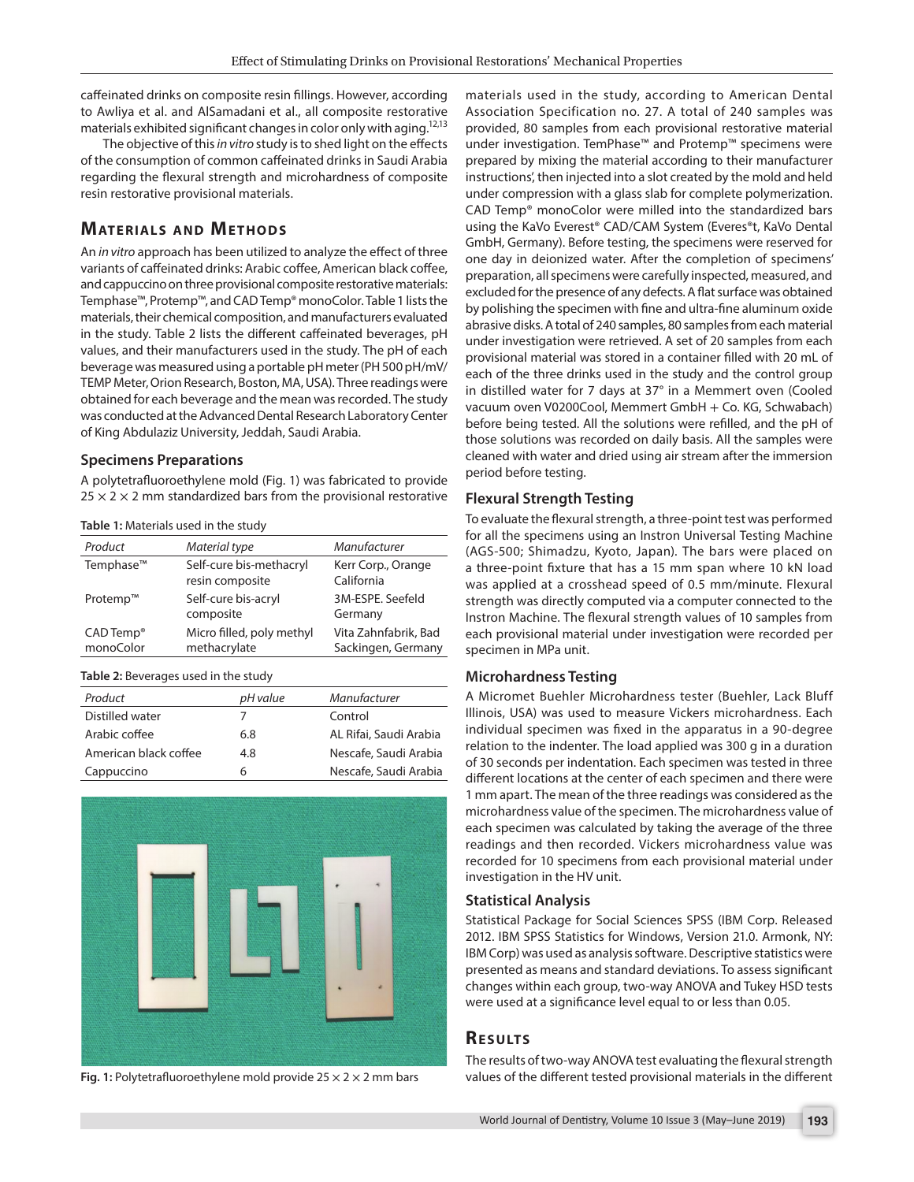caffeinated drinks on composite resin fillings. However, according to Awliya et al. and AlSamadani et al., all composite restorative materials exhibited significant changes in color only with aging.[12,13]

The objective of this *in vitro* study is to shed light on the effects of the consumption of common caffeinated drinks in Saudi Arabia regarding the flexural strength and microhardness of composite resin restorative provisional materials.

## Materials and Methods

An *in vitro* approach has been utilized to analyze the effect of three variants of caffeinated drinks: Arabic coffee, American black coffee, and cappuccino on three provisional composite restorative materials: Temphase™, Protemp™, and CAD Temp® monoColor. Table 1 lists the materials, their chemical composition, and manufacturers evaluated in the study. Table 2 lists the different caffeinated beverages, pH values, and their manufacturers used in the study. The pH of each beverage was measured using a portable pH meter (PH 500 pH/mV/TEMP Meter, Orion Research, Boston, MA, USA). Three readings were obtained for each beverage and the mean was recorded. The study was conducted at the Advanced Dental Research Laboratory Center of King Abdulaziz University, Jeddah, Saudi Arabia.

### Specimens Preparations

A polytetrafluoroethylene mold (Fig. 1) was fabricated to provide $25 \times 2 \times 2$ mm standardized bars from the provisional restorative materials used in the study, according to American Dental Association Specification no. 27. A total of 240 samples was provided, 80 samples from each provisional restorative material under investigation. TemPhase™ and Protemp™ specimens were prepared by mixing the material according to their manufacturer instructions', then injected into a slot created by the mold and held under compression with a glass slab for complete polymerization. CAD Temp® monoColor were milled into the standardized bars using the KaVo Everest® CAD/CAM System (Everes®t, KaVo Dental GmbH, Germany). Before testing, the specimens were reserved for one day in deionized water. After the completion of specimens' preparation, all specimens were carefully inspected, measured, and excluded for the presence of any defects. A flat surface was obtained by polishing the specimen with fine and ultra-fine aluminum oxide abrasive disks. A total of 240 samples, 80 samples from each material under investigation were retrieved. A set of 20 samples from each provisional material was stored in a container filled with 20 mL of each of the three drinks used in the study and the control group in distilled water for 7 days at 37° in a Memmert oven (Cooled vacuum oven V0200Cool, Memmert GmbH + Co. KG, Schwabach) before being tested. All the solutions were refilled, and the pH of those solutions was recorded on daily basis. All the samples were cleaned with water and dried using air stream after the immersion period before testing.

**Table 1:** Materials used in the study

| *Product* | *Material type* | *Manufacturer* |
|---|---|---|
| Temphase™ | Self-cure bis-methacryl resin composite | Kerr Corp., Orange California |
| Protemp™ | Self-cure bis-acryl composite | 3M-ESPE. Seefeld Germany |
| CAD Temp® monoColor | Micro filled, poly methyl methacrylate | Vita Zahnfabrik, Bad Sackingen, Germany |

**Table 2:** Beverages used in the study

| *Product* | *pH value* | *Manufacturer* |
|---|---|---|
| Distilled water | 7 | Control |
| Arabic coffee | 6.8 | AL Rifai, Saudi Arabia |
| American black coffee | 4.8 | Nescafe, Saudi Arabia |
| Cappuccino | 6 | Nescafe, Saudi Arabia |

**Fig. 1:** Polytetrafluoroethylene mold provide $25 \times 2 \times 2$ mm bars

### Flexural Strength Testing

To evaluate the flexural strength, a three-point test was performed for all the specimens using an Instron Universal Testing Machine (AGS-500; Shimadzu, Kyoto, Japan). The bars were placed on a three-point fixture that has a 15 mm span where 10 kN load was applied at a crosshead speed of 0.5 mm/minute. Flexural strength was directly computed via a computer connected to the Instron Machine. The flexural strength values of 10 samples from each provisional material under investigation were recorded per specimen in MPa unit.

### Microhardness Testing

A Micromet Buehler Microhardness tester (Buehler, Lack Bluff Illinois, USA) was used to measure Vickers microhardness. Each individual specimen was fixed in the apparatus in a 90-degree relation to the indenter. The load applied was 300 g in a duration of 30 seconds per indentation. Each specimen was tested in three different locations at the center of each specimen and there were 1 mm apart. The mean of the three readings was considered as the microhardness value of the specimen. The microhardness value of each specimen was calculated by taking the average of the three readings and then recorded. Vickers microhardness value was recorded for 10 specimens from each provisional material under investigation in the HV unit.

### Statistical Analysis

Statistical Package for Social Sciences SPSS (IBM Corp. Released 2012. IBM SPSS Statistics for Windows, Version 21.0. Armonk, NY: IBM Corp) was used as analysis software. Descriptive statistics were presented as means and standard deviations. To assess significant changes within each group, two-way ANOVA and Tukey HSD tests were used at a significance level equal to or less than 0.05.

## Results

The results of two-way ANOVA test evaluating the flexural strength values of the different tested provisional materials in the different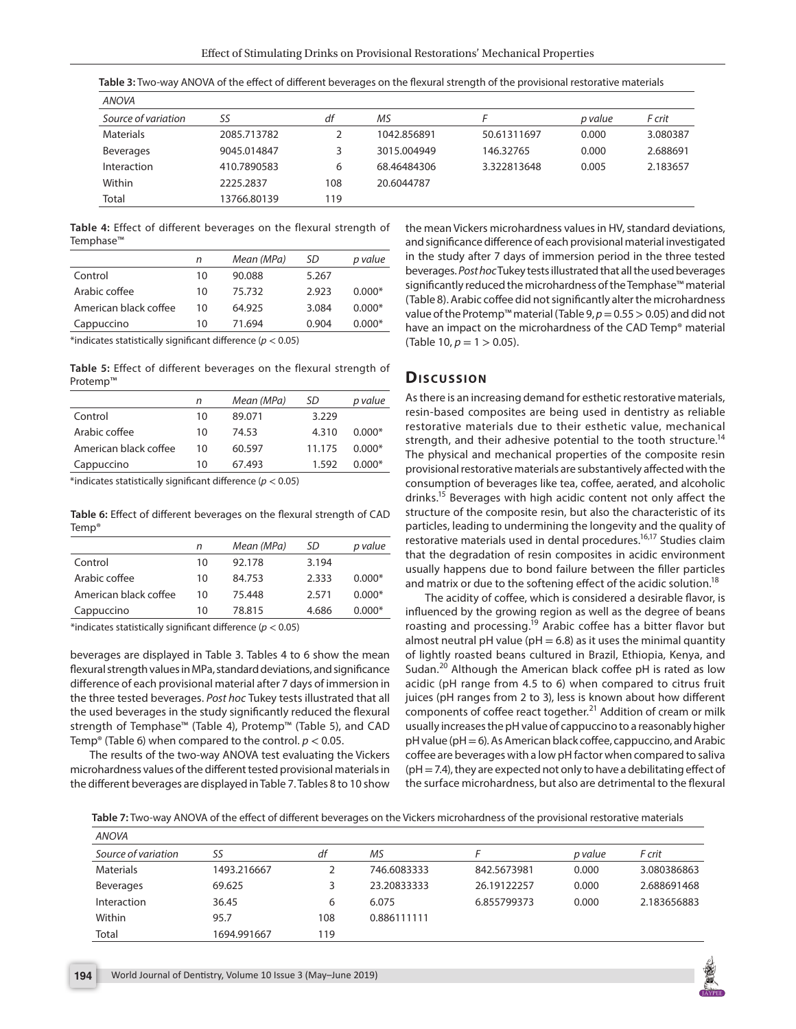**Table 3:** Two-way ANOVA of the effect of different beverages on the flexural strength of the provisional restorative materials

| *ANOVA* | | | | | | |
|---|---|---|---|---|---|---|
| *Source of variation* | *SS* | *df* | *MS* | *F* | *p value* | *F crit* |
| Materials | 2085.713782 | 2 | 1042.856891 | 50.61311697 | 0.000 | 3.080387 |
| Beverages | 9045.014847 | 3 | 3015.004949 | 146.32765 | 0.000 | 2.688691 |
| Interaction | 410.7890583 | 6 | 68.46484306 | 3.322813648 | 0.005 | 2.183657 |
| Within | 2225.2837 | 108 | 20.6044787 | | | |
| Total | 13766.80139 | 119 | | | | |

**Table 4:** Effect of different beverages on the flexural strength of Temphase™

| | *n* | *Mean (MPa)* | *SD* | *p value* |
|---|---|---|---|---|
| Control | 10 | 90.088 | 5.267 | |
| Arabic coffee | 10 | 75.732 | 2.923 | 0.000* |
| American black coffee | 10 | 64.925 | 3.084 | 0.000* |
| Cappuccino | 10 | 71.694 | 0.904 | 0.000* |

*indicates statistically significant difference ($p < 0.05$)

**Table 5:** Effect of different beverages on the flexural strength of Protemp™

| | *n* | *Mean (MPa)* | *SD* | *p value* |
|---|---|---|---|---|
| Control | 10 | 89.071 | 3.229 | |
| Arabic coffee | 10 | 74.53 | 4.310 | 0.000* |
| American black coffee | 10 | 60.597 | 11.175 | 0.000* |
| Cappuccino | 10 | 67.493 | 1.592 | 0.000* |

*indicates statistically significant difference ($p < 0.05$)

**Table 6:** Effect of different beverages on the flexural strength of CAD Temp®

| | *n* | *Mean (MPa)* | *SD* | *p value* |
|---|---|---|---|---|
| Control | 10 | 92.178 | 3.194 | |
| Arabic coffee | 10 | 84.753 | 2.333 | 0.000* |
| American black coffee | 10 | 75.448 | 2.571 | 0.000* |
| Cappuccino | 10 | 78.815 | 4.686 | 0.000* |

*indicates statistically significant difference ($p < 0.05$)

beverages are displayed in Table 3. Tables 4 to 6 show the mean flexural strength values in MPa, standard deviations, and significance difference of each provisional material after 7 days of immersion in the three tested beverages. *Post hoc* Tukey tests illustrated that all the used beverages in the study significantly reduced the flexural strength of Temphase™ (Table 4), Protemp™ (Table 5), and CAD Temp® (Table 6) when compared to the control. $p < 0.05$.

The results of the two-way ANOVA test evaluating the Vickers microhardness values of the different tested provisional materials in the different beverages are displayed in Table 7. Tables 8 to 10 show the mean Vickers microhardness values in HV, standard deviations, and significance difference of each provisional material investigated in the study after 7 days of immersion period in the three tested beverages. *Post hoc* Tukey tests illustrated that all the used beverages significantly reduced the microhardness of the Temphase™ material (Table 8). Arabic coffee did not significantly alter the microhardness value of the Protemp™ material (Table 9, $p = 0.55 > 0.05$) and did not have an impact on the microhardness of the CAD Temp® material (Table 10, $p = 1 > 0.05$).

## Discussion

As there is an increasing demand for esthetic restorative materials, resin-based composites are being used in dentistry as reliable restorative materials due to their esthetic value, mechanical strength, and their adhesive potential to the tooth structure.[14] The physical and mechanical properties of the composite resin provisional restorative materials are substantively affected with the consumption of beverages like tea, coffee, aerated, and alcoholic drinks.[15] Beverages with high acidic content not only affect the structure of the composite resin, but also the characteristic of its particles, leading to undermining the longevity and the quality of restorative materials used in dental procedures.[16,17] Studies claim that the degradation of resin composites in acidic environment usually happens due to bond failure between the filler particles and matrix or due to the softening effect of the acidic solution.[18]

The acidity of coffee, which is considered a desirable flavor, is influenced by the growing region as well as the degree of beans roasting and processing.[19] Arabic coffee has a bitter flavor but almost neutral pH value (pH = 6.8) as it uses the minimal quantity of lightly roasted beans cultured in Brazil, Ethiopia, Kenya, and Sudan.[20] Although the American black coffee pH is rated as low acidic (pH range from 4.5 to 6) when compared to citrus fruit juices (pH ranges from 2 to 3), less is known about how different components of coffee react together.[21] Addition of cream or milk usually increases the pH value of cappuccino to a reasonably higher pH value (pH = 6). As American black coffee, cappuccino, and Arabic coffee are beverages with a low pH factor when compared to saliva (pH = 7.4), they are expected not only to have a debilitating effect of the surface microhardness, but also are detrimental to the flexural

**Table 7:** Two-way ANOVA of the effect of different beverages on the Vickers microhardness of the provisional restorative materials

| *ANOVA* | | | | | | |
|---|---|---|---|---|---|---|
| *Source of variation* | *SS* | *df* | *MS* | *F* | *p value* | *F crit* |
| Materials | 1493.216667 | 2 | 746.6083333 | 842.5673981 | 0.000 | 3.080386863 |
| Beverages | 69.625 | 3 | 23.20833333 | 26.19122257 | 0.000 | 2.688691468 |
| Interaction | 36.45 | 6 | 6.075 | 6.855799373 | 0.000 | 2.183656883 |
| Within | 95.7 | 108 | 0.886111111 | | | |
| Total | 1694.991667 | 119 | | | | |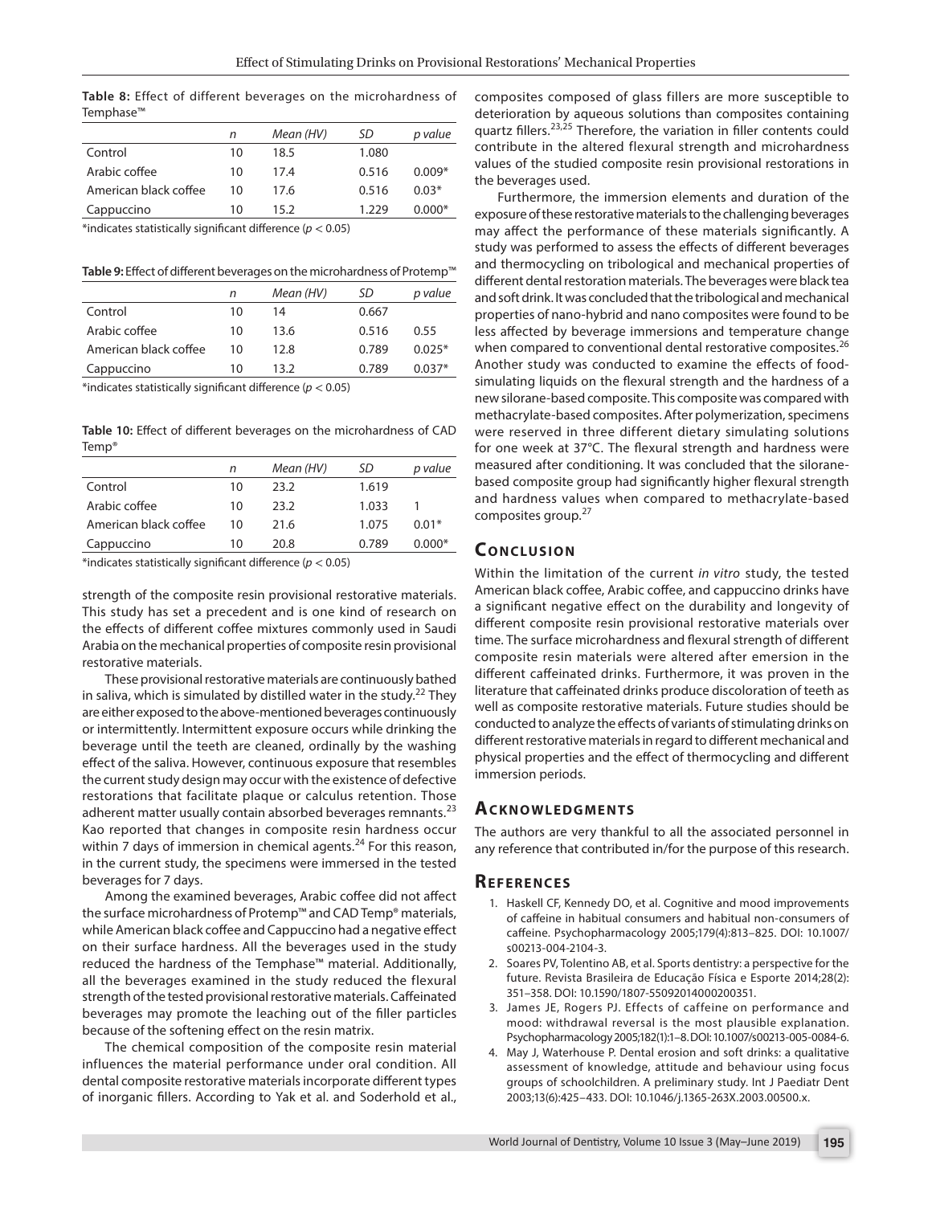**Table 8:** Effect of different beverages on the microhardness of Temphase™

| | n | Mean (HV) | SD | p value |
|---|---|---|---|---|
| Control | 10 | 18.5 | 1.080 | |
| Arabic coffee | 10 | 17.4 | 0.516 | 0.009* |
| American black coffee | 10 | 17.6 | 0.516 | 0.03* |
| Cappuccino | 10 | 15.2 | 1.229 | 0.000* |

*indicates statistically significant difference ($p < 0.05$)

**Table 9:** Effect of different beverages on the microhardness of Protemp™

| | n | Mean (HV) | SD | p value |
|---|---|---|---|---|
| Control | 10 | 14 | 0.667 | |
| Arabic coffee | 10 | 13.6 | 0.516 | 0.55 |
| American black coffee | 10 | 12.8 | 0.789 | 0.025* |
| Cappuccino | 10 | 13.2 | 0.789 | 0.037* |

*indicates statistically significant difference ($p < 0.05$)

**Table 10:** Effect of different beverages on the microhardness of CAD Temp®

| | n | Mean (HV) | SD | p value |
|---|---|---|---|---|
| Control | 10 | 23.2 | 1.619 | |
| Arabic coffee | 10 | 23.2 | 1.033 | 1 |
| American black coffee | 10 | 21.6 | 1.075 | 0.01* |
| Cappuccino | 10 | 20.8 | 0.789 | 0.000* |

*indicates statistically significant difference ($p < 0.05$)

strength of the composite resin provisional restorative materials. This study has set a precedent and is one kind of research on the effects of different coffee mixtures commonly used in Saudi Arabia on the mechanical properties of composite resin provisional restorative materials.

These provisional restorative materials are continuously bathed in saliva, which is simulated by distilled water in the study.[22] They are either exposed to the above-mentioned beverages continuously or intermittently. Intermittent exposure occurs while drinking the beverage until the teeth are cleaned, ordinally by the washing effect of the saliva. However, continuous exposure that resembles the current study design may occur with the existence of defective restorations that facilitate plaque or calculus retention. Those adherent matter usually contain absorbed beverages remnants.[23] Kao reported that changes in composite resin hardness occur within 7 days of immersion in chemical agents.[24] For this reason, in the current study, the specimens were immersed in the tested beverages for 7 days.

Among the examined beverages, Arabic coffee did not affect the surface microhardness of Protemp™ and CAD Temp® materials, while American black coffee and Cappuccino had a negative effect on their surface hardness. All the beverages used in the study reduced the hardness of the Temphase™ material. Additionally, all the beverages examined in the study reduced the flexural strength of the tested provisional restorative materials. Caffeinated beverages may promote the leaching out of the filler particles because of the softening effect on the resin matrix.

The chemical composition of the composite resin material influences the material performance under oral condition. All dental composite restorative materials incorporate different types of inorganic fillers. According to Yak et al. and Soderhold et al., composites composed of glass fillers are more susceptible to deterioration by aqueous solutions than composites containing quartz fillers.[23,25] Therefore, the variation in filler contents could contribute in the altered flexural strength and microhardness values of the studied composite resin provisional restorations in the beverages used.

Furthermore, the immersion elements and duration of the exposure of these restorative materials to the challenging beverages may affect the performance of these materials significantly. A study was performed to assess the effects of different beverages and thermocycling on tribological and mechanical properties of different dental restoration materials. The beverages were black tea and soft drink. It was concluded that the tribological and mechanical properties of nano-hybrid and nano composites were found to be less affected by beverage immersions and temperature change when compared to conventional dental restorative composites.[26] Another study was conducted to examine the effects of food-simulating liquids on the flexural strength and the hardness of a new silorane-based composite. This composite was compared with methacrylate-based composites. After polymerization, specimens were reserved in three different dietary simulating solutions for one week at 37°C. The flexural strength and hardness were measured after conditioning. It was concluded that the silorane-based composite group had significantly higher flexural strength and hardness values when compared to methacrylate-based composites group.[27]

## Conclusion

Within the limitation of the current *in vitro* study, the tested American black coffee, Arabic coffee, and cappuccino drinks have a significant negative effect on the durability and longevity of different composite resin provisional restorative materials over time. The surface microhardness and flexural strength of different composite resin materials were altered after emersion in the different caffeinated drinks. Furthermore, it was proven in the literature that caffeinated drinks produce discoloration of teeth as well as composite restorative materials. Future studies should be conducted to analyze the effects of variants of stimulating drinks on different restorative materials in regard to different mechanical and physical properties and the effect of thermocycling and different immersion periods.

## Acknowledgments

The authors are very thankful to all the associated personnel in any reference that contributed in/for the purpose of this research.

## References

1. Haskell CF, Kennedy DO, et al. Cognitive and mood improvements of caffeine in habitual consumers and habitual non-consumers of caffeine. Psychopharmacology 2005;179(4):813–825. DOI: 10.1007/s00213-004-2104-3.
2. Soares PV, Tolentino AB, et al. Sports dentistry: a perspective for the future. Revista Brasileira de Educação Física e Esporte 2014;28(2): 351–358. DOI: 10.1590/1807-55092014000200351.
3. James JE, Rogers PJ. Effects of caffeine on performance and mood: withdrawal reversal is the most plausible explanation. Psychopharmacology 2005;182(1):1–8. DOI: 10.1007/s00213-005-0084-6.
4. May J, Waterhouse P. Dental erosion and soft drinks: a qualitative assessment of knowledge, attitude and behaviour using focus groups of schoolchildren. A preliminary study. Int J Paediatr Dent 2003;13(6):425–433. DOI: 10.1046/j.1365-263X.2003.00500.x.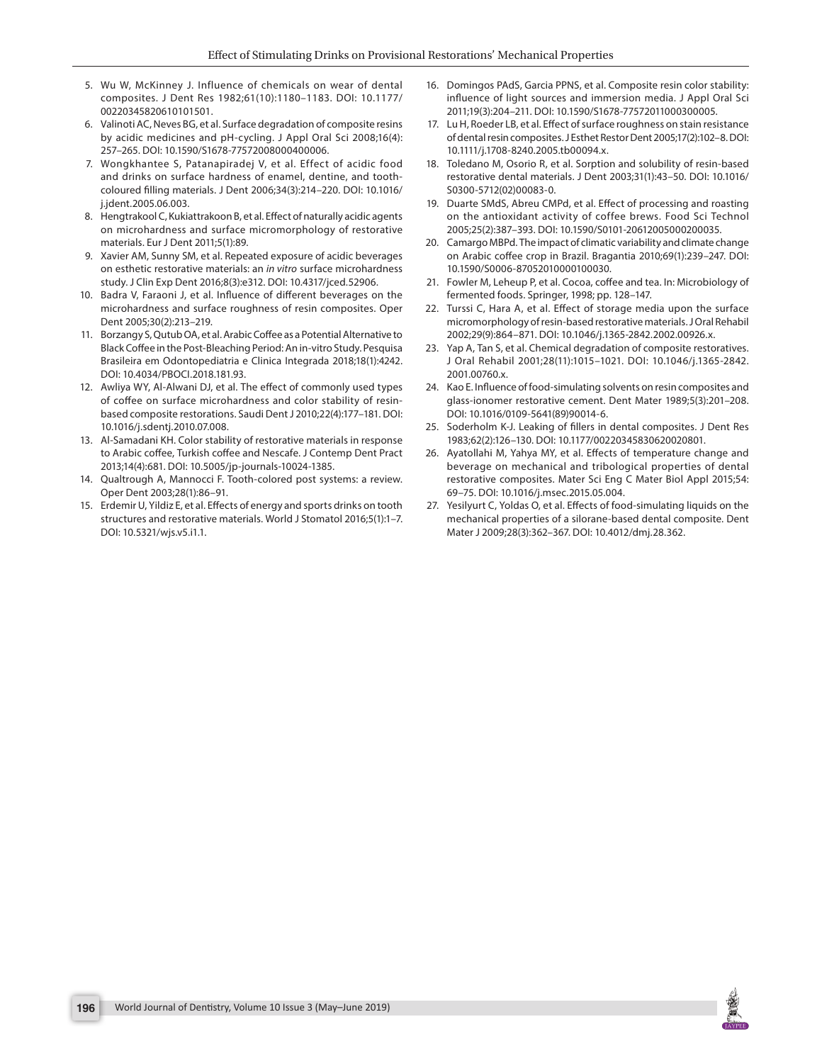5. Wu W, McKinney J. Influence of chemicals on wear of dental composites. J Dent Res 1982;61(10):1180–1183. DOI: 10.1177/00220345820610101501.
6. Valinoti AC, Neves BG, et al. Surface degradation of composite resins by acidic medicines and pH-cycling. J Appl Oral Sci 2008;16(4): 257–265. DOI: 10.1590/S1678-77572008000400006.
7. Wongkhantee S, Patanapiradej V, et al. Effect of acidic food and drinks on surface hardness of enamel, dentine, and tooth-coloured filling materials. J Dent 2006;34(3):214–220. DOI: 10.1016/j.jdent.2005.06.003.
8. Hengtrakool C, Kukiattrakoon B, et al. Effect of naturally acidic agents on microhardness and surface micromorphology of restorative materials. Eur J Dent 2011;5(1):89.
9. Xavier AM, Sunny SM, et al. Repeated exposure of acidic beverages on esthetic restorative materials: an *in vitro* surface microhardness study. J Clin Exp Dent 2016;8(3):e312. DOI: 10.4317/jced.52906.
10. Badra V, Faraoni J, et al. Influence of different beverages on the microhardness and surface roughness of resin composites. Oper Dent 2005;30(2):213–219.
11. Borzangy S, Qutub OA, et al. Arabic Coffee as a Potential Alternative to Black Coffee in the Post-Bleaching Period: An in-vitro Study. Pesquisa Brasileira em Odontopediatria e Clinica Integrada 2018;18(1):4242. DOI: 10.4034/PBOCI.2018.181.93.
12. Awliya WY, Al-Alwani DJ, et al. The effect of commonly used types of coffee on surface microhardness and color stability of resin-based composite restorations. Saudi Dent J 2010;22(4):177–181. DOI: 10.1016/j.sdentj.2010.07.008.
13. Al-Samadani KH. Color stability of restorative materials in response to Arabic coffee, Turkish coffee and Nescafe. J Contemp Dent Pract 2013;14(4):681. DOI: 10.5005/jp-journals-10024-1385.
14. Qualtrough A, Mannocci F. Tooth-colored post systems: a review. Oper Dent 2003;28(1):86–91.
15. Erdemir U, Yildiz E, et al. Effects of energy and sports drinks on tooth structures and restorative materials. World J Stomatol 2016;5(1):1–7. DOI: 10.5321/wjs.v5.i1.1.
16. Domingos PAdS, Garcia PPNS, et al. Composite resin color stability: influence of light sources and immersion media. J Appl Oral Sci 2011;19(3):204–211. DOI: 10.1590/S1678-77572011000300005.
17. Lu H, Roeder LB, et al. Effect of surface roughness on stain resistance of dental resin composites. J Esthet Restor Dent 2005;17(2):102–8. DOI: 10.1111/j.1708-8240.2005.tb00094.x.
18. Toledano M, Osorio R, et al. Sorption and solubility of resin-based restorative dental materials. J Dent 2003;31(1):43–50. DOI: 10.1016/S0300-5712(02)00083-0.
19. Duarte SMdS, Abreu CMPd, et al. Effect of processing and roasting on the antioxidant activity of coffee brews. Food Sci Technol 2005;25(2):387–393. DOI: 10.1590/S0101-20612005000200035.
20. Camargo MBPd. The impact of climatic variability and climate change on Arabic coffee crop in Brazil. Bragantia 2010;69(1):239–247. DOI: 10.1590/S0006-87052010000100030.
21. Fowler M, Leheup P, et al. Cocoa, coffee and tea. In: Microbiology of fermented foods. Springer, 1998; pp. 128–147.
22. Turssi C, Hara A, et al. Effect of storage media upon the surface micromorphology of resin-based restorative materials. J Oral Rehabil 2002;29(9):864–871. DOI: 10.1046/j.1365-2842.2002.00926.x.
23. Yap A, Tan S, et al. Chemical degradation of composite restoratives. J Oral Rehabil 2001;28(11):1015–1021. DOI: 10.1046/j.1365-2842.2001.00760.x.
24. Kao E. Influence of food-simulating solvents on resin composites and glass-ionomer restorative cement. Dent Mater 1989;5(3):201–208. DOI: 10.1016/0109-5641(89)90014-6.
25. Soderholm K-J. Leaking of fillers in dental composites. J Dent Res 1983;62(2):126–130. DOI: 10.1177/00220345830620020801.
26. Ayatollahi M, Yahya MY, et al. Effects of temperature change and beverage on mechanical and tribological properties of dental restorative composites. Mater Sci Eng C Mater Biol Appl 2015;54: 69–75. DOI: 10.1016/j.msec.2015.05.004.
27. Yesilyurt C, Yoldas O, et al. Effects of food-simulating liquids on the mechanical properties of a silorane-based dental composite. Dent Mater J 2009;28(3):362–367. DOI: 10.4012/dmj.28.362.